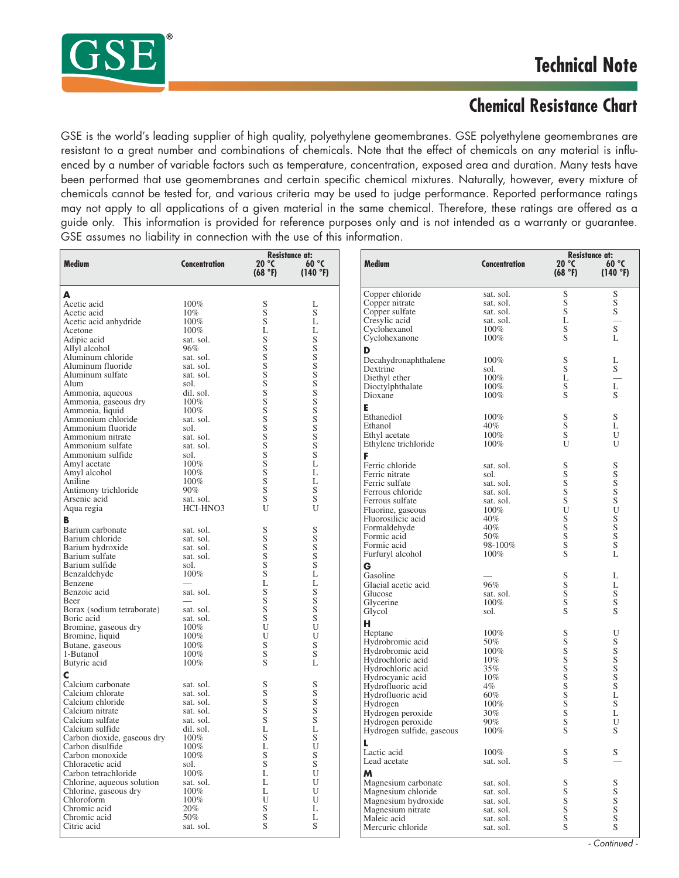# Technical Note

## Chemical Resistance Chart

GSE is the world's leading supplier of high quality, polyethylene geomembranes. GSE polyethylene geomembranes are resistant to a great number and combinations of chemicals. Note that the effect of chemicals on any material is influenced by a number of variable factors such as temperature, concentration, exposed area and duration. Many tests have been performed that use geomembranes and certain specific chemical mixtures. Naturally, however, every mixture of chemicals cannot be tested for, and various criteria may be used to judge performance. Reported performance ratings may not apply to all applications of a given material in the same chemical. Therefore, these ratings are offered as a guide only. This information is provided for reference purposes only and is not intended as a warranty or guarantee. GSE assumes no liability in connection with the use of this information.

| Medium | Concentration | Resistance at: 20 °C (68 °F) | 60 °C (140 °F) |
|---|---|---|---|
| **A** | | | |
| Acetic acid | 100% | S | L |
| Acetic acid | 10% | S | S |
| Acetic acid anhydride | 100% | S | L |
| Acetone | 100% | L | L |
| Adipic acid | sat. sol. | S | S |
| Allyl alcohol | 96% | S | S |
| Aluminum chloride | sat. sol. | S | S |
| Aluminum fluoride | sat. sol. | S | S |
| Aluminum sulfate | sat. sol. | S | S |
| Alum | sol. | S | S |
| Ammonia, aqueous | dil. sol. | S | S |
| Ammonia, gaseous dry | 100% | S | S |
| Ammonia, liquid | 100% | S | S |
| Ammonium chloride | sat. sol. | S | S |
| Ammonium fluoride | sol. | S | S |
| Ammonium nitrate | sat. sol. | S | S |
| Ammonium sulfate | sat. sol. | S | S |
| Ammonium sulfide | sol. | S | S |
| Amyl acetate | 100% | S | L |
| Amyl alcohol | 100% | S | L |
| Aniline | 100% | S | L |
| Antimony trichloride | 90% | S | S |
| Arsenic acid | sat. sol. | S | S |
| Aqua regia | HCI-HNO3 | U | U |
| **B** | | | |
| Barium carbonate | sat. sol. | S | S |
| Barium chloride | sat. sol. | S | S |
| Barium hydroxide | sat. sol. | S | S |
| Barium sulfate | sat. sol. | S | S |
| Barium sulfide | sol. | S | S |
| Benzaldehyde | 100% | S | L |
| Benzene | — | L | L |
| Benzoic acid | sat. sol. | S | S |
| Beer | — | S | S |
| Borax (sodium tetraborate) | sat. sol. | S | S |
| Boric acid | sat. sol. | S | S |
| Bromine, gaseous dry | 100% | U | U |
| Bromine, liquid | 100% | U | U |
| Butane, gaseous | 100% | S | S |
| 1-Butanol | 100% | S | S |
| Butyric acid | 100% | S | L |
| **C** | | | |
| Calcium carbonate | sat. sol. | S | S |
| Calcium chlorate | sat. sol. | S | S |
| Calcium chloride | sat. sol. | S | S |
| Calcium nitrate | sat. sol. | S | S |
| Calcium sulfate | sat. sol. | S | S |
| Calcium sulfide | dil. sol. | L | L |
| Carbon dioxide, gaseous dry | 100% | S | S |
| Carbon disulfide | 100% | L | U |
| Carbon monoxide | 100% | S | S |
| Chloracetic acid | sol. | S | S |
| Carbon tetrachloride | 100% | L | U |
| Chlorine, aqueous solution | sat. sol. | L | U |
| Chlorine, gaseous dry | 100% | L | U |
| Chloroform | 100% | U | U |
| Chromic acid | 20% | S | L |
| Chromic acid | 50% | S | L |
| Citric acid | sat. sol. | S | S |
| Copper chloride | sat. sol. | S | S |
| Copper nitrate | sat. sol. | S | S |
| Copper sulfate | sat. sol. | S | S |
| Cresylic acid | sat. sol. | L | — |
| Cyclohexanol | 100% | S | S |
| Cyclohexanone | 100% | S | L |
| **D** | | | |
| Decahydronaphthalene | 100% | S | L |
| Dextrine | sol. | S | S |
| Diethyl ether | 100% | L | — |
| Dioctylphthalate | 100% | S | L |
| Dioxane | 100% | S | S |
| **E** | | | |
| Ethanediol | 100% | S | S |
| Ethanol | 40% | S | L |
| Ethyl acetate | 100% | S | U |
| Ethylene trichloride | 100% | U | U |
| **F** | | | |
| Ferric chloride | sat. sol. | S | S |
| Ferric nitrate | sol. | S | S |
| Ferric sulfate | sat. sol. | S | S |
| Ferrous chloride | sat. sol. | S | S |
| Ferrous sulfate | sat. sol. | S | S |
| Fluorine, gaseous | 100% | U | U |
| Fluorosilicic acid | 40% | S | S |
| Formaldehyde | 40% | S | S |
| Formic acid | 50% | S | S |
| Formic acid | 98-100% | S | S |
| Furfuryl alcohol | 100% | S | L |
| **G** | | | |
| Gasoline | — | S | L |
| Glacial acetic acid | 96% | S | L |
| Glucose | sat. sol. | S | S |
| Glycerine | 100% | S | S |
| Glycol | sol. | S | S |
| **H** | | | |
| Heptane | 100% | S | U |
| Hydrobromic acid | 50% | S | S |
| Hydrobromic acid | 100% | S | S |
| Hydrochloric acid | 10% | S | S |
| Hydrochloric acid | 35% | S | S |
| Hydrocyanic acid | 10% | S | S |
| Hydrofluoric acid | 4% | S | S |
| Hydrofluoric acid | 60% | S | L |
| Hydrogen | 100% | S | S |
| Hydrogen peroxide | 30% | S | L |
| Hydrogen peroxide | 90% | S | U |
| Hydrogen sulfide, gaseous | 100% | S | S |
| **L** | | | |
| Lactic acid | 100% | S | S |
| Lead acetate | sat. sol. | S | — |
| **M** | | | |
| Magnesium carbonate | sat. sol. | S | S |
| Magnesium chloride | sat. sol. | S | S |
| Magnesium hydroxide | sat. sol. | S | S |
| Magnesium nitrate | sat. sol. | S | S |
| Maleic acid | sat. sol. | S | S |
| Mercuric chloride | sat. sol. | S | S |

*- Continued -*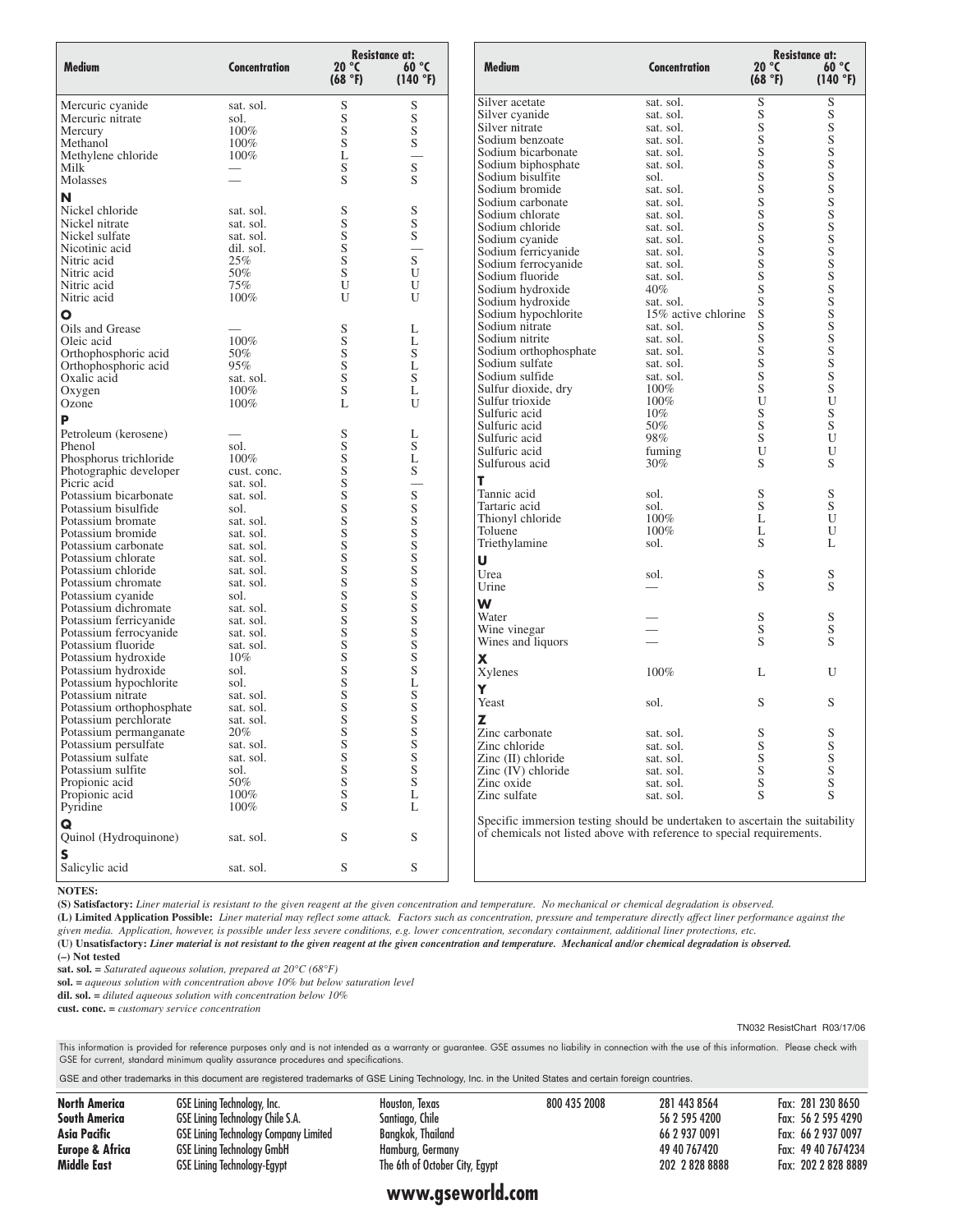| Medium | Concentration | Resistance at: 20 °C (68 °F) | 60 °C (140 °F) |
|---|---|---|---|
| Mercuric cyanide | sat. sol. | S | S |
| Mercuric nitrate | sol. | S | S |
| Mercury | 100% | S | S |
| Methanol | 100% | S | S |
| Methylene chloride | 100% | L | — |
| Milk | — | S | S |
| Molasses | — | S | S |
| **N** | | | |
| Nickel chloride | sat. sol. | S | S |
| Nickel nitrate | sat. sol. | S | S |
| Nickel sulfate | sat. sol. | S | S |
| Nicotinic acid | dil. sol. | S | — |
| Nitric acid | 25% | S | S |
| Nitric acid | 50% | S | U |
| Nitric acid | 75% | U | U |
| Nitric acid | 100% | U | U |
| **O** | | | |
| Oils and Grease | — | S | L |
| Oleic acid | 100% | S | L |
| Orthophosphoric acid | 50% | S | S |
| Orthophosphoric acid | 95% | S | L |
| Oxalic acid | sat. sol. | S | S |
| Oxygen | 100% | S | L |
| Ozone | 100% | L | U |
| **P** | | | |
| Petroleum (kerosene) | — | S | L |
| Phenol | sol. | S | S |
| Phosphorus trichloride | 100% | S | L |
| Photographic developer | cust. conc. | S | S |
| Picric acid | sat. sol. | S | — |
| Potassium bicarbonate | sat. sol. | S | S |
| Potassium bisulfide | sol. | S | S |
| Potassium bromate | sat. sol. | S | S |
| Potassium bromide | sat. sol. | S | S |
| Potassium carbonate | sat. sol. | S | S |
| Potassium chlorate | sat. sol. | S | S |
| Potassium chloride | sat. sol. | S | S |
| Potassium chromate | sat. sol. | S | S |
| Potassium cyanide | sol. | S | S |
| Potassium dichromate | sat. sol. | S | S |
| Potassium ferricyanide | sat. sol. | S | S |
| Potassium ferrocyanide | sat. sol. | S | S |
| Potassium fluoride | sat. sol. | S | S |
| Potassium hydroxide | 10% | S | S |
| Potassium hydroxide | sol. | S | S |
| Potassium hypochlorite | sol. | S | L |
| Potassium nitrate | sat. sol. | S | S |
| Potassium orthophosphate | sat. sol. | S | S |
| Potassium perchlorate | sat. sol. | S | S |
| Potassium permanganate | 20% | S | S |
| Potassium persulfate | sat. sol. | S | S |
| Potassium sulfate | sat. sol. | S | S |
| Potassium sulfite | sol. | S | S |
| Propionic acid | 50% | S | S |
| Propionic acid | 100% | S | L |
| Pyridine | 100% | S | L |
| **Q** | | | |
| Quinol (Hydroquinone) | sat. sol. | S | S |
| **S** | | | |
| Salicylic acid | sat. sol. | S | S |

| Medium | Concentration | Resistance at: 20 °C (68 °F) | 60 °C (140 °F) |
|---|---|---|---|
| Silver acetate | sat. sol. | S | S |
| Silver cyanide | sat. sol. | S | S |
| Silver nitrate | sat. sol. | S | S |
| Sodium benzoate | sat. sol. | S | S |
| Sodium bicarbonate | sat. sol. | S | S |
| Sodium biphosphate | sat. sol. | S | S |
| Sodium bisulfite | sol. | S | S |
| Sodium bromide | sat. sol. | S | S |
| Sodium carbonate | sat. sol. | S | S |
| Sodium chlorate | sat. sol. | S | S |
| Sodium chloride | sat. sol. | S | S |
| Sodium cyanide | sat. sol. | S | S |
| Sodium ferricyanide | sat. sol. | S | S |
| Sodium ferrocyanide | sat. sol. | S | S |
| Sodium fluoride | sat. sol. | S | S |
| Sodium hydroxide | 40% | S | S |
| Sodium hydroxide | sat. sol. | S | S |
| Sodium hypochlorite | 15% active chlorine | S | S |
| Sodium nitrate | sat. sol. | S | S |
| Sodium nitrite | sat. sol. | S | S |
| Sodium orthophosphate | sat. sol. | S | S |
| Sodium sulfate | sat. sol. | S | S |
| Sodium sulfide | sat. sol. | S | S |
| Sulfur dioxide, dry | 100% | S | S |
| Sulfur trioxide | 100% | U | U |
| Sulfuric acid | 10% | S | S |
| Sulfuric acid | 50% | S | S |
| Sulfuric acid | 98% | S | U |
| Sulfuric acid | fuming | U | U |
| Sulfurous acid | 30% | S | S |
| **T** | | | |
| Tannic acid | sol. | S | S |
| Tartaric acid | sol. | S | S |
| Thionyl chloride | 100% | L | U |
| Toluene | 100% | L | U |
| Triethylamine | sol. | S | L |
| **U** | | | |
| Urea | sol. | S | S |
| Urine | — | S | S |
| **W** | | | |
| Water | — | S | S |
| Wine vinegar | — | S | S |
| Wines and liquors | — | S | S |
| **X** | | | |
| Xylenes | 100% | L | U |
| **Y** | | | |
| Yeast | sol. | S | S |
| **Z** | | | |
| Zinc carbonate | sat. sol. | S | S |
| Zinc chloride | sat. sol. | S | S |
| Zinc (II) chloride | sat. sol. | S | S |
| Zinc (IV) chloride | sat. sol. | S | S |
| Zinc oxide | sat. sol. | S | S |
| Zinc sulfate | sat. sol. | S | S |

Specific immersion testing should be undertaken to ascertain the suitability of chemicals not listed above with reference to special requirements.

**NOTES:**

**(S) Satisfactory:** *Liner material is resistant to the given reagent at the given concentration and temperature. No mechanical or chemical degradation is observed.*

**(L) Limited Application Possible:** *Liner material may reflect some attack. Factors such as concentration, pressure and temperature directly affect liner performance against the given media. Application, however, is possible under less severe conditions, e.g. lower concentration, secondary containment, additional liner protections, etc.*

**(U) Unsatisfactory:** ***Liner material is not resistant to the given reagent at the given concentration and temperature. Mechanical and/or chemical degradation is observed.***

**(–) Not tested**

**sat. sol.** = *Saturated aqueous solution, prepared at 20°C (68°F)*

**sol.** = *aqueous solution with concentration above 10% but below saturation level*

**dil. sol.** = *diluted aqueous solution with concentration below 10%*

**cust. conc.** = *customary service concentration*

TN032 ResistChart R03/17/06

This information is provided for reference purposes only and is not intended as a warranty or guarantee. GSE assumes no liability in connection with the use of this information. Please check with GSE for current, standard minimum quality assurance procedures and specifications.

GSE and other trademarks in this document are registered trademarks of GSE Lining Technology, Inc. in the United States and certain foreign countries.

| | | | | | |
|---|---|---|---|---|---|
| **North America** | GSE Lining Technology, Inc. | Houston, Texas | 800 435 2008 | 281 443 8564 | Fax: 281 230 8650 |
| **South America** | GSE Lining Technology Chile S.A. | Santiago, Chile | | 56 2 595 4200 | Fax: 56 2 595 4290 |
| **Asia Pacific** | GSE Lining Technology Company Limited | Bangkok, Thailand | | 66 2 937 0091 | Fax: 66 2 937 0097 |
| **Europe & Africa** | GSE Lining Technology GmbH | Hamburg, Germany | | 49 40 767420 | Fax: 49 40 7674234 |
| **Middle East** | GSE Lining Technology-Egypt | The 6th of October City, Egypt | | 202 2 828 8888 | Fax: 202 2 828 8889 |

**www.gseworld.com**